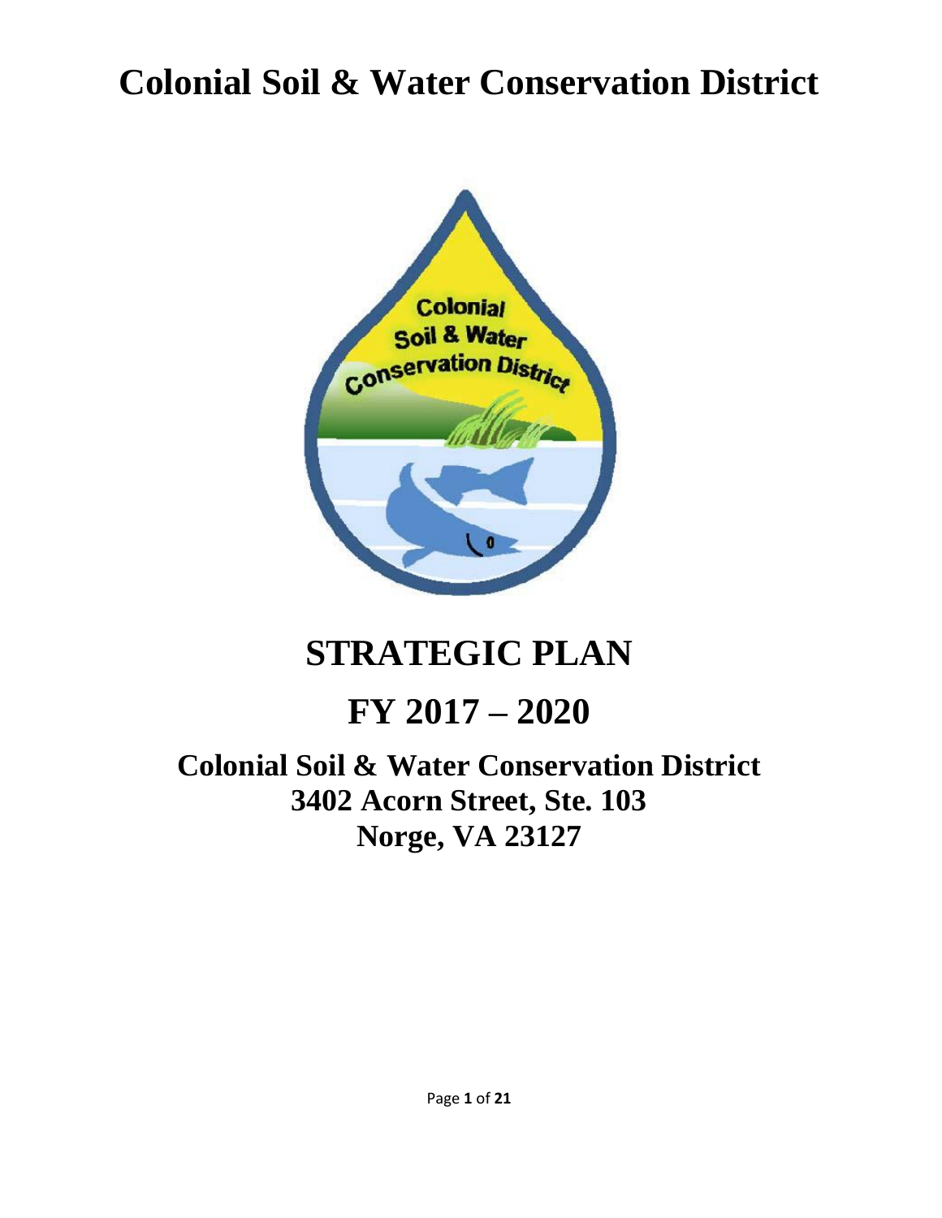# Colonial Soil & Water Conservation District

# STRATEGIC PLAN

# FY 2017 – 2020

## Colonial Soil & Water Conservation District
## 3402 Acorn Street, Ste. 103
## Norge, VA 23127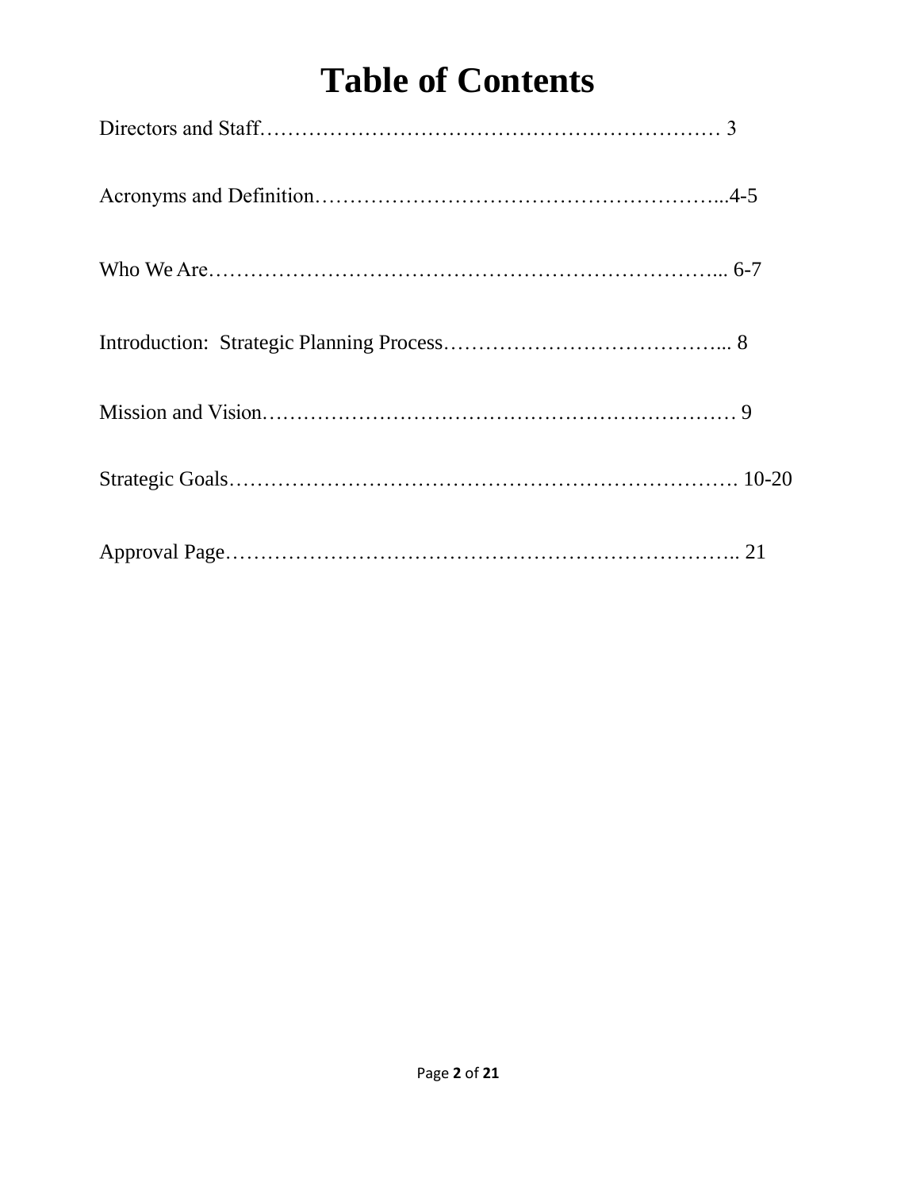# Table of Contents

Directors and Staff………………………………………………………… 3

Acronyms and Definition…………………………………………………...4-5

Who We Are………………………………………………………………... 6-7

Introduction: Strategic Planning Process………………………………….. 8

Mission and Vision………………………………………………………… 9

Strategic Goals……………………………………………………………. 10-20

Approval Page…………………………………………………………….. 21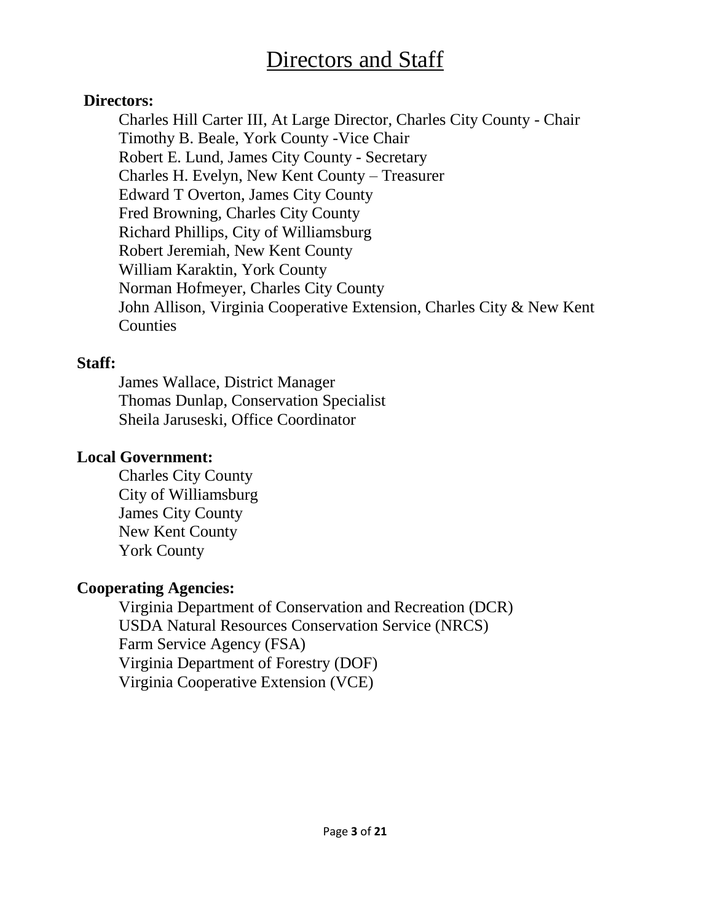# Directors and Staff

**Directors:**

Charles Hill Carter III, At Large Director, Charles City County - Chair
Timothy B. Beale, York County -Vice Chair
Robert E. Lund, James City County - Secretary
Charles H. Evelyn, New Kent County – Treasurer
Edward T Overton, James City County
Fred Browning, Charles City County
Richard Phillips, City of Williamsburg
Robert Jeremiah, New Kent County
William Karaktin, York County
Norman Hofmeyer, Charles City County
John Allison, Virginia Cooperative Extension, Charles City & New Kent Counties

**Staff:**

James Wallace, District Manager
Thomas Dunlap, Conservation Specialist
Sheila Jaruseski, Office Coordinator

**Local Government:**

Charles City County
City of Williamsburg
James City County
New Kent County
York County

**Cooperating Agencies:**

Virginia Department of Conservation and Recreation (DCR)
USDA Natural Resources Conservation Service (NRCS)
Farm Service Agency (FSA)
Virginia Department of Forestry (DOF)
Virginia Cooperative Extension (VCE)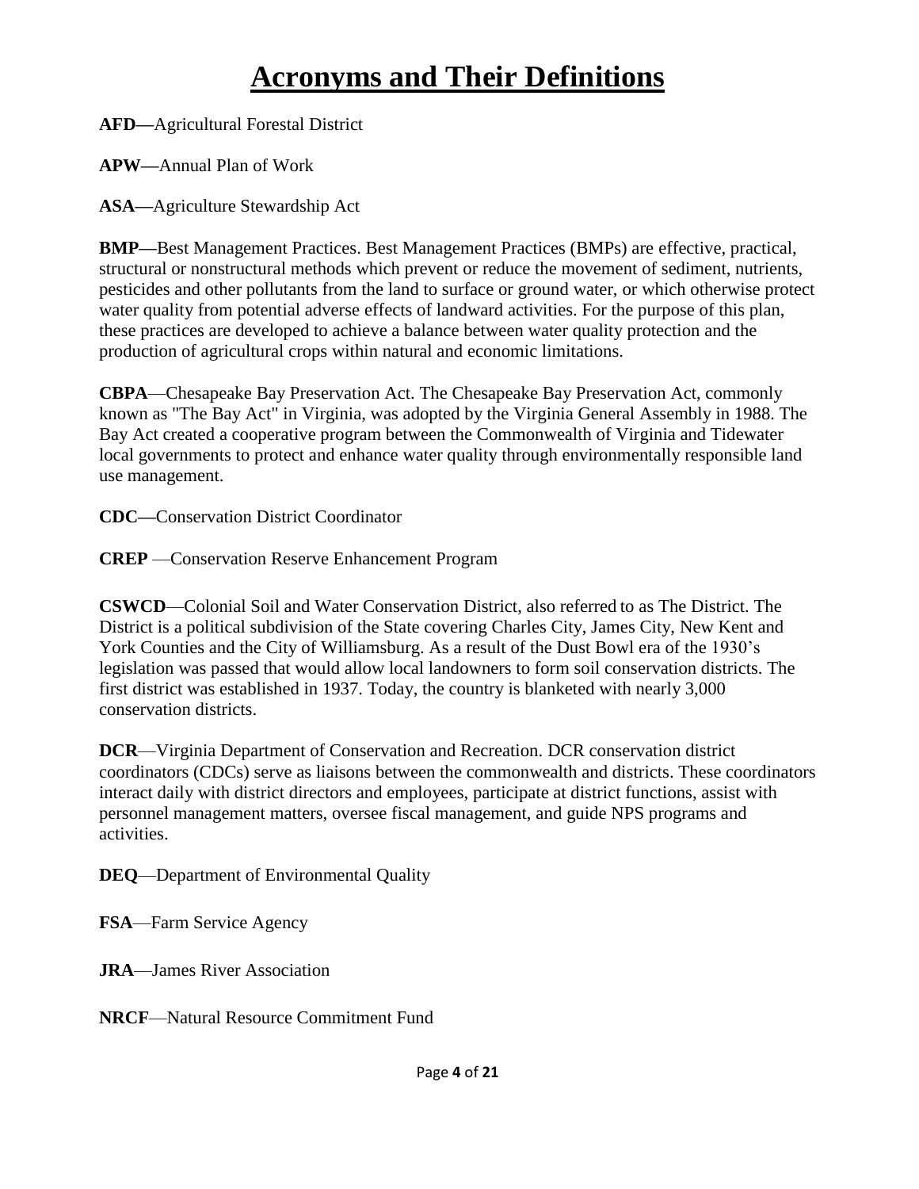# Acronyms and Their Definitions

**AFD—**Agricultural Forestal District

**APW—**Annual Plan of Work

**ASA—**Agriculture Stewardship Act

**BMP—**Best Management Practices. Best Management Practices (BMPs) are effective, practical, structural or nonstructural methods which prevent or reduce the movement of sediment, nutrients, pesticides and other pollutants from the land to surface or ground water, or which otherwise protect water quality from potential adverse effects of landward activities. For the purpose of this plan, these practices are developed to achieve a balance between water quality protection and the production of agricultural crops within natural and economic limitations.

**CBPA**—Chesapeake Bay Preservation Act. The Chesapeake Bay Preservation Act, commonly known as "The Bay Act" in Virginia, was adopted by the Virginia General Assembly in 1988. The Bay Act created a cooperative program between the Commonwealth of Virginia and Tidewater local governments to protect and enhance water quality through environmentally responsible land use management.

**CDC—**Conservation District Coordinator

**CREP** —Conservation Reserve Enhancement Program

**CSWCD**—Colonial Soil and Water Conservation District, also referred to as The District. The District is a political subdivision of the State covering Charles City, James City, New Kent and York Counties and the City of Williamsburg. As a result of the Dust Bowl era of the 1930's legislation was passed that would allow local landowners to form soil conservation districts. The first district was established in 1937. Today, the country is blanketed with nearly 3,000 conservation districts.

**DCR**—Virginia Department of Conservation and Recreation. DCR conservation district coordinators (CDCs) serve as liaisons between the commonwealth and districts. These coordinators interact daily with district directors and employees, participate at district functions, assist with personnel management matters, oversee fiscal management, and guide NPS programs and activities.

**DEQ**—Department of Environmental Quality

**FSA**—Farm Service Agency

**JRA**—James River Association

**NRCF**—Natural Resource Commitment Fund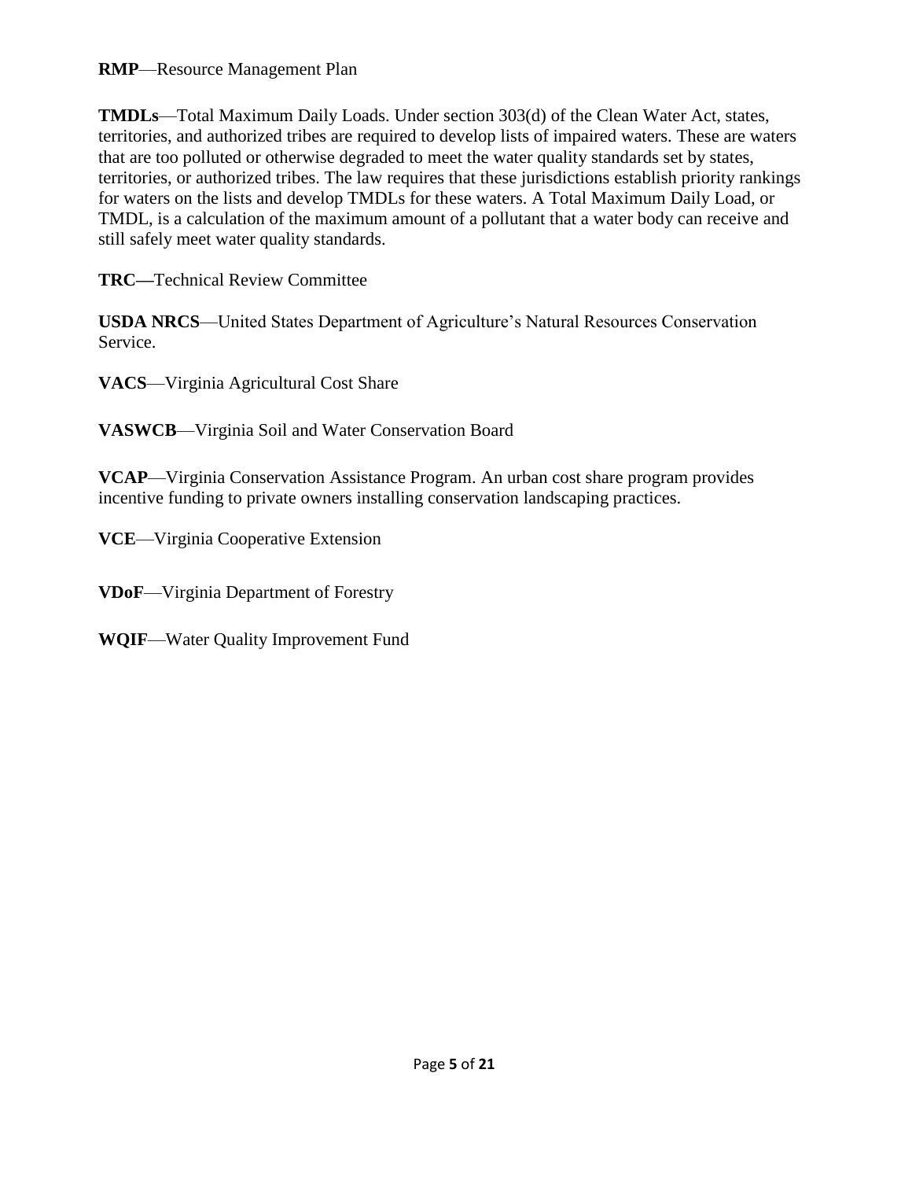**RMP**—Resource Management Plan

**TMDLs**—Total Maximum Daily Loads. Under section 303(d) of the Clean Water Act, states, territories, and authorized tribes are required to develop lists of impaired waters. These are waters that are too polluted or otherwise degraded to meet the water quality standards set by states, territories, or authorized tribes. The law requires that these jurisdictions establish priority rankings for waters on the lists and develop TMDLs for these waters. A Total Maximum Daily Load, or TMDL, is a calculation of the maximum amount of a pollutant that a water body can receive and still safely meet water quality standards.

**TRC—**Technical Review Committee

**USDA NRCS**—United States Department of Agriculture's Natural Resources Conservation Service.

**VACS**—Virginia Agricultural Cost Share

**VASWCB**—Virginia Soil and Water Conservation Board

**VCAP**—Virginia Conservation Assistance Program. An urban cost share program provides incentive funding to private owners installing conservation landscaping practices.

**VCE**—Virginia Cooperative Extension

**VDoF**—Virginia Department of Forestry

**WQIF**—Water Quality Improvement Fund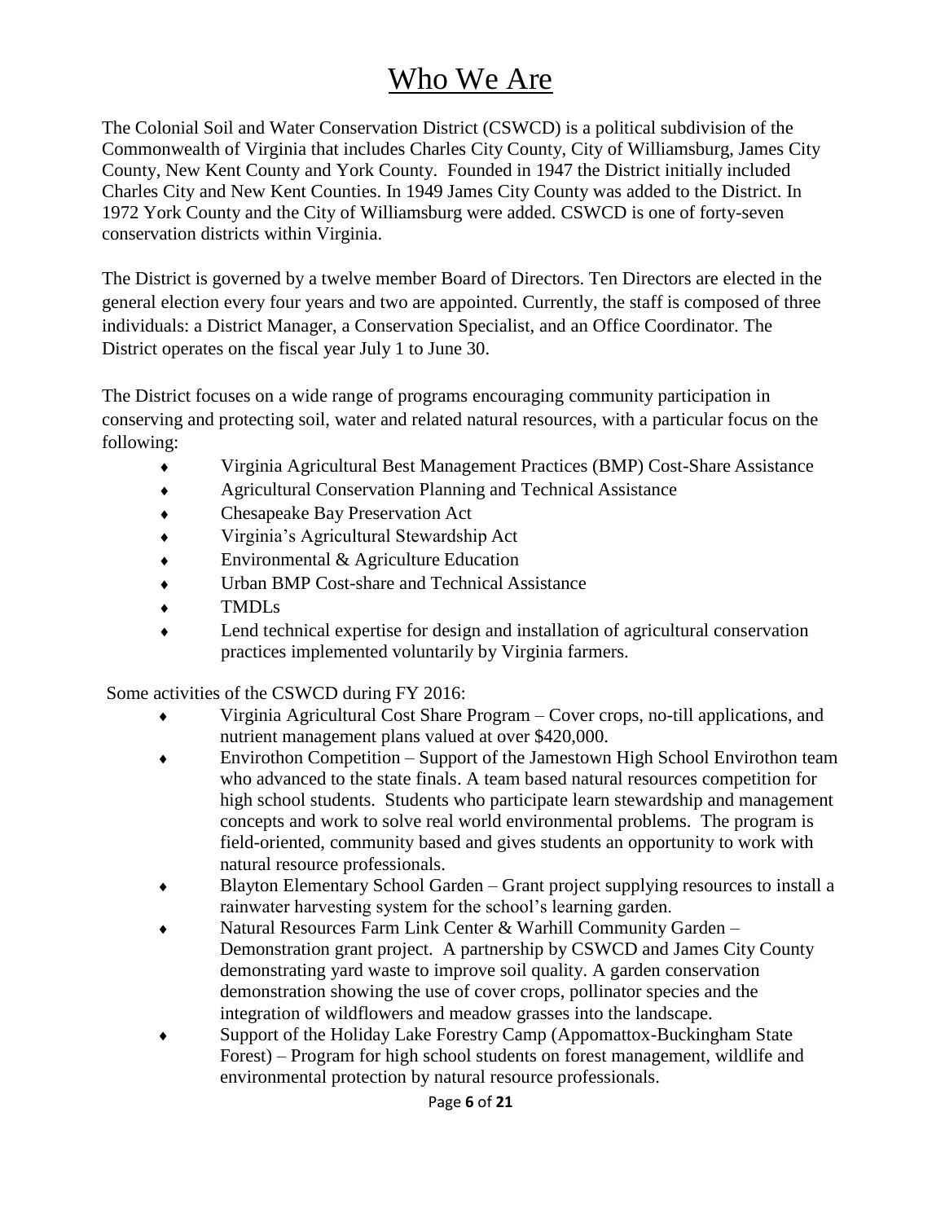# Who We Are

The Colonial Soil and Water Conservation District (CSWCD) is a political subdivision of the Commonwealth of Virginia that includes Charles City County, City of Williamsburg, James City County, New Kent County and York County. Founded in 1947 the District initially included Charles City and New Kent Counties. In 1949 James City County was added to the District. In 1972 York County and the City of Williamsburg were added. CSWCD is one of forty-seven conservation districts within Virginia.

The District is governed by a twelve member Board of Directors. Ten Directors are elected in the general election every four years and two are appointed. Currently, the staff is composed of three individuals: a District Manager, a Conservation Specialist, and an Office Coordinator. The District operates on the fiscal year July 1 to June 30.

The District focuses on a wide range of programs encouraging community participation in conserving and protecting soil, water and related natural resources, with a particular focus on the following:

- Virginia Agricultural Best Management Practices (BMP) Cost-Share Assistance
- Agricultural Conservation Planning and Technical Assistance
- Chesapeake Bay Preservation Act
- Virginia's Agricultural Stewardship Act
- Environmental & Agriculture Education
- Urban BMP Cost-share and Technical Assistance
- TMDLs
- Lend technical expertise for design and installation of agricultural conservation practices implemented voluntarily by Virginia farmers.

Some activities of the CSWCD during FY 2016:

- Virginia Agricultural Cost Share Program – Cover crops, no-till applications, and nutrient management plans valued at over $420,000.
- Envirothon Competition – Support of the Jamestown High School Envirothon team who advanced to the state finals. A team based natural resources competition for high school students. Students who participate learn stewardship and management concepts and work to solve real world environmental problems. The program is field-oriented, community based and gives students an opportunity to work with natural resource professionals.
- Blayton Elementary School Garden – Grant project supplying resources to install a rainwater harvesting system for the school's learning garden.
- Natural Resources Farm Link Center & Warhill Community Garden – Demonstration grant project. A partnership by CSWCD and James City County demonstrating yard waste to improve soil quality. A garden conservation demonstration showing the use of cover crops, pollinator species and the integration of wildflowers and meadow grasses into the landscape.
- Support of the Holiday Lake Forestry Camp (Appomattox-Buckingham State Forest) – Program for high school students on forest management, wildlife and environmental protection by natural resource professionals.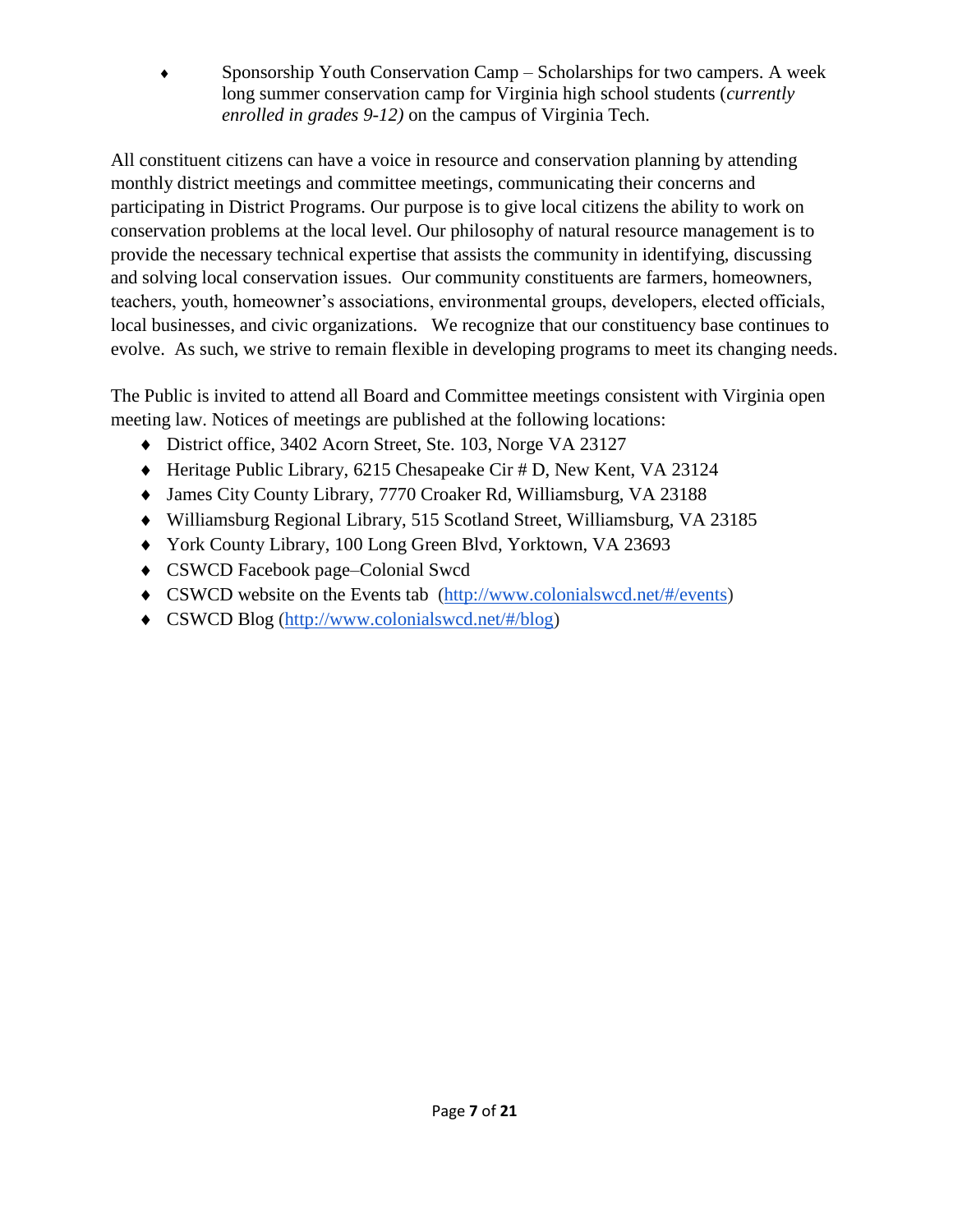- Sponsorship Youth Conservation Camp – Scholarships for two campers. A week long summer conservation camp for Virginia high school students (*currently enrolled in grades 9-12)* on the campus of Virginia Tech.

All constituent citizens can have a voice in resource and conservation planning by attending monthly district meetings and committee meetings, communicating their concerns and participating in District Programs. Our purpose is to give local citizens the ability to work on conservation problems at the local level. Our philosophy of natural resource management is to provide the necessary technical expertise that assists the community in identifying, discussing and solving local conservation issues. Our community constituents are farmers, homeowners, teachers, youth, homeowner's associations, environmental groups, developers, elected officials, local businesses, and civic organizations. We recognize that our constituency base continues to evolve. As such, we strive to remain flexible in developing programs to meet its changing needs.

The Public is invited to attend all Board and Committee meetings consistent with Virginia open meeting law. Notices of meetings are published at the following locations:

- District office, 3402 Acorn Street, Ste. 103, Norge VA 23127
- Heritage Public Library, 6215 Chesapeake Cir # D, New Kent, VA 23124
- James City County Library, 7770 Croaker Rd, Williamsburg, VA 23188
- Williamsburg Regional Library, 515 Scotland Street, Williamsburg, VA 23185
- York County Library, 100 Long Green Blvd, Yorktown, VA 23693
- CSWCD Facebook page–Colonial Swcd
- CSWCD website on the Events tab (http://www.colonialswcd.net/#/events)
- CSWCD Blog (http://www.colonialswcd.net/#/blog)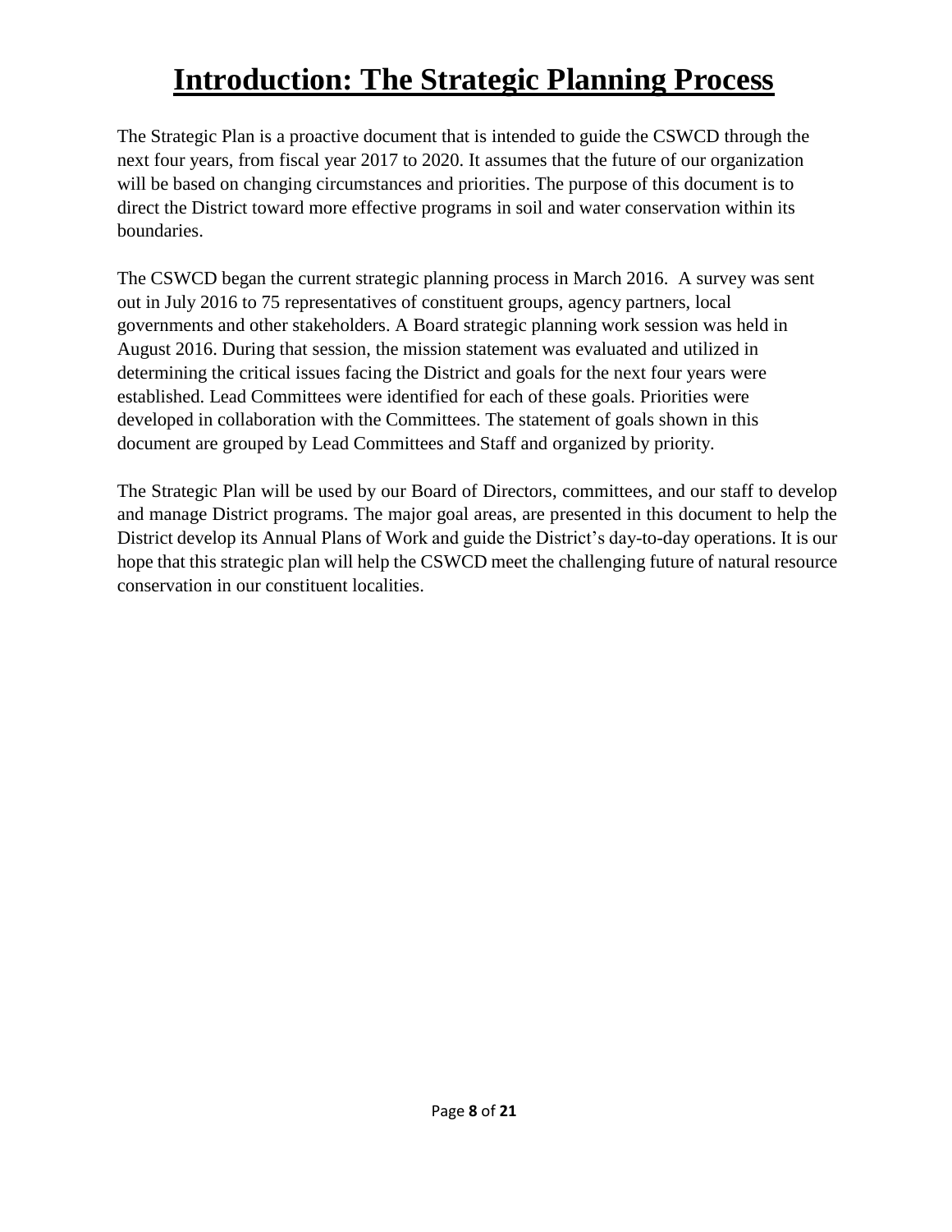# Introduction: The Strategic Planning Process

The Strategic Plan is a proactive document that is intended to guide the CSWCD through the next four years, from fiscal year 2017 to 2020. It assumes that the future of our organization will be based on changing circumstances and priorities. The purpose of this document is to direct the District toward more effective programs in soil and water conservation within its boundaries.

The CSWCD began the current strategic planning process in March 2016. A survey was sent out in July 2016 to 75 representatives of constituent groups, agency partners, local governments and other stakeholders. A Board strategic planning work session was held in August 2016. During that session, the mission statement was evaluated and utilized in determining the critical issues facing the District and goals for the next four years were established. Lead Committees were identified for each of these goals. Priorities were developed in collaboration with the Committees. The statement of goals shown in this document are grouped by Lead Committees and Staff and organized by priority.

The Strategic Plan will be used by our Board of Directors, committees, and our staff to develop and manage District programs. The major goal areas, are presented in this document to help the District develop its Annual Plans of Work and guide the District's day-to-day operations. It is our hope that this strategic plan will help the CSWCD meet the challenging future of natural resource conservation in our constituent localities.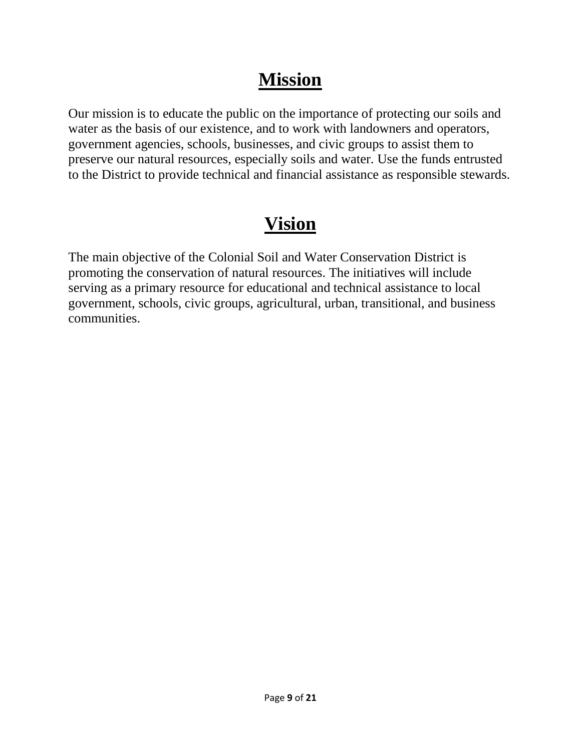# Mission

Our mission is to educate the public on the importance of protecting our soils and water as the basis of our existence, and to work with landowners and operators, government agencies, schools, businesses, and civic groups to assist them to preserve our natural resources, especially soils and water. Use the funds entrusted to the District to provide technical and financial assistance as responsible stewards.

# Vision

The main objective of the Colonial Soil and Water Conservation District is promoting the conservation of natural resources. The initiatives will include serving as a primary resource for educational and technical assistance to local government, schools, civic groups, agricultural, urban, transitional, and business communities.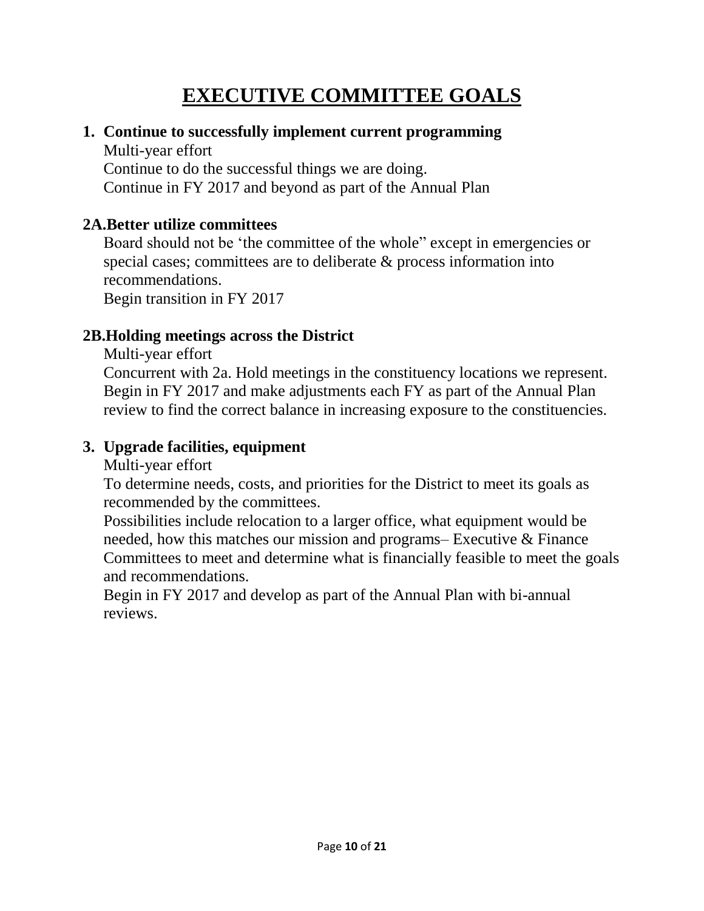# EXECUTIVE COMMITTEE GOALS

**1. Continue to successfully implement current programming**

Multi-year effort

Continue to do the successful things we are doing.

Continue in FY 2017 and beyond as part of the Annual Plan

**2A.Better utilize committees**

Board should not be 'the committee of the whole" except in emergencies or special cases; committees are to deliberate & process information into recommendations.

Begin transition in FY 2017

**2B.Holding meetings across the District**

Multi-year effort

Concurrent with 2a. Hold meetings in the constituency locations we represent. Begin in FY 2017 and make adjustments each FY as part of the Annual Plan review to find the correct balance in increasing exposure to the constituencies.

**3. Upgrade facilities, equipment**

Multi-year effort

To determine needs, costs, and priorities for the District to meet its goals as recommended by the committees.

Possibilities include relocation to a larger office, what equipment would be needed, how this matches our mission and programs– Executive & Finance Committees to meet and determine what is financially feasible to meet the goals and recommendations.

Begin in FY 2017 and develop as part of the Annual Plan with bi-annual reviews.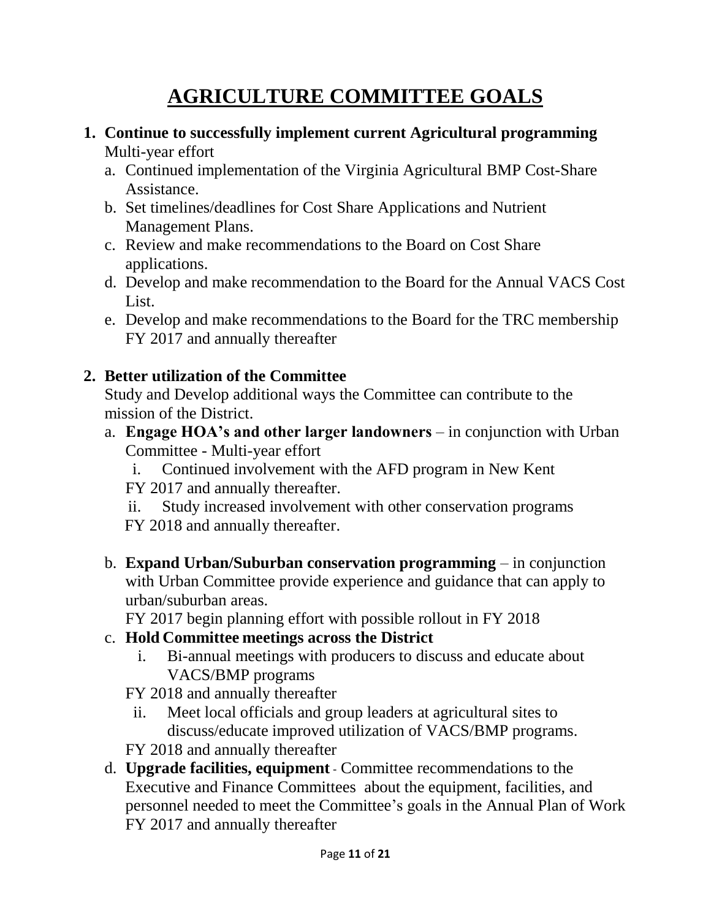# AGRICULTURE COMMITTEE GOALS

1. **Continue to successfully implement current Agricultural programming**
   Multi-year effort
   a. Continued implementation of the Virginia Agricultural BMP Cost-Share Assistance.
   b. Set timelines/deadlines for Cost Share Applications and Nutrient Management Plans.
   c. Review and make recommendations to the Board on Cost Share applications.
   d. Develop and make recommendation to the Board for the Annual VACS Cost List.
   e. Develop and make recommendations to the Board for the TRC membership
   FY 2017 and annually thereafter

2. **Better utilization of the Committee**
   Study and Develop additional ways the Committee can contribute to the mission of the District.
   a. **Engage HOA's and other larger landowners** – in conjunction with Urban Committee - Multi-year effort
      i. Continued involvement with the AFD program in New Kent
      FY 2017 and annually thereafter.
      ii. Study increased involvement with other conservation programs
      FY 2018 and annually thereafter.

   b. **Expand Urban/Suburban conservation programming** – in conjunction with Urban Committee provide experience and guidance that can apply to urban/suburban areas.
   FY 2017 begin planning effort with possible rollout in FY 2018
   c. **Hold Committee meetings across the District**
      i. Bi-annual meetings with producers to discuss and educate about VACS/BMP programs
      FY 2018 and annually thereafter
      ii. Meet local officials and group leaders at agricultural sites to discuss/educate improved utilization of VACS/BMP programs.
      FY 2018 and annually thereafter
   d. **Upgrade facilities, equipment** - Committee recommendations to the Executive and Finance Committees about the equipment, facilities, and personnel needed to meet the Committee's goals in the Annual Plan of Work
   FY 2017 and annually thereafter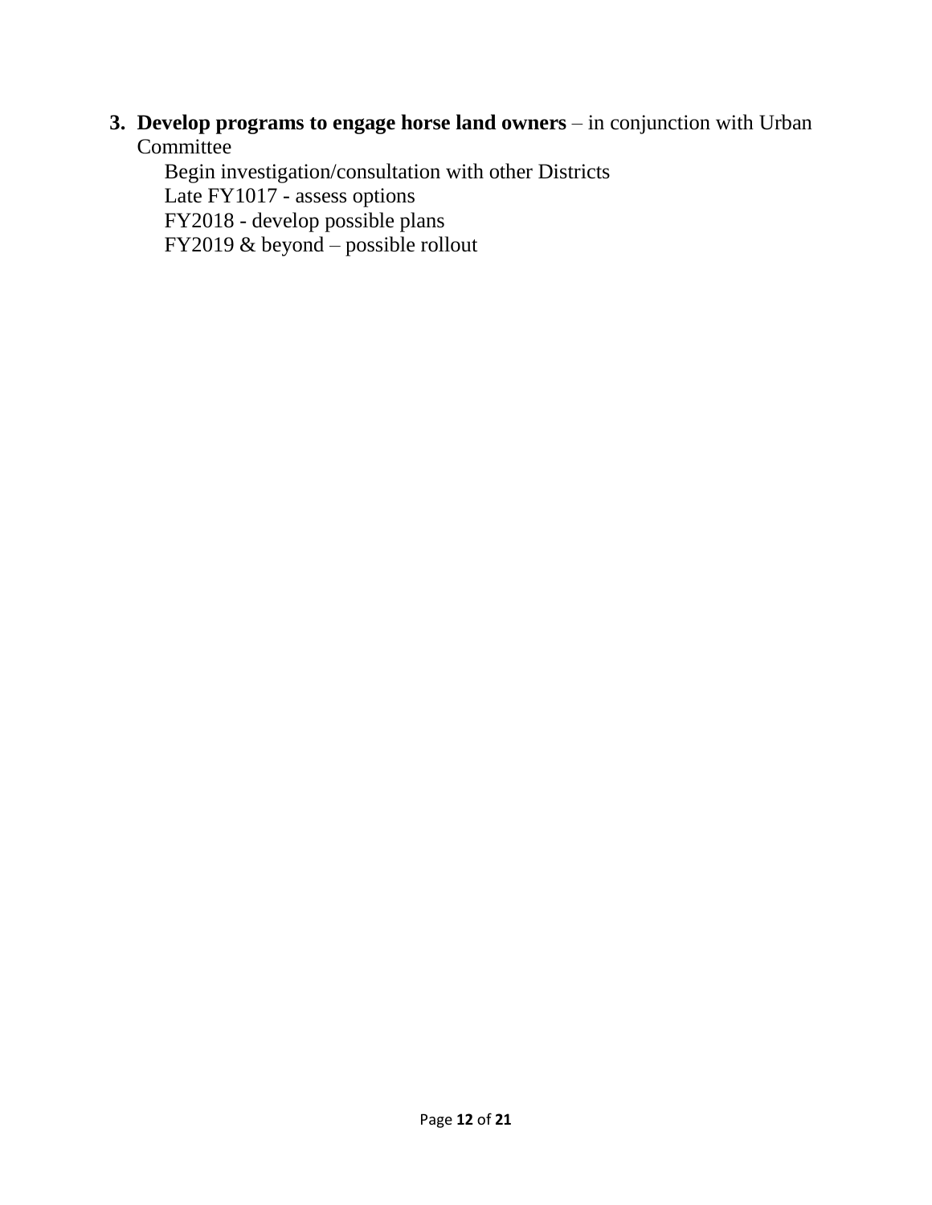3. **Develop programs to engage horse land owners** – in conjunction with Urban Committee

   Begin investigation/consultation with other Districts
   Late FY1017 - assess options
   FY2018 - develop possible plans
   FY2019 & beyond – possible rollout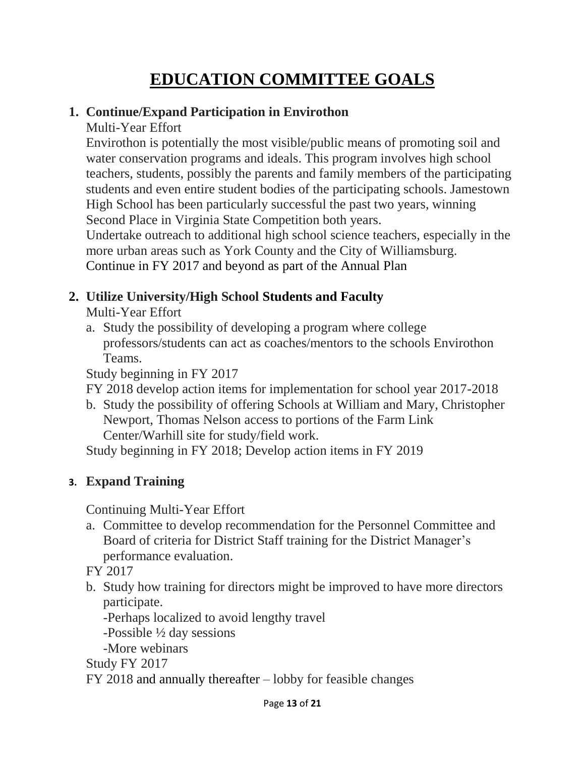# EDUCATION COMMITTEE GOALS

1. **Continue/Expand Participation in Envirothon**

   Multi-Year Effort

   Envirothon is potentially the most visible/public means of promoting soil and water conservation programs and ideals. This program involves high school teachers, students, possibly the parents and family members of the participating students and even entire student bodies of the participating schools. Jamestown High School has been particularly successful the past two years, winning Second Place in Virginia State Competition both years.

   Undertake outreach to additional high school science teachers, especially in the more urban areas such as York County and the City of Williamsburg.

   Continue in FY 2017 and beyond as part of the Annual Plan

2. **Utilize University/High School Students and Faculty**

   Multi-Year Effort

   a. Study the possibility of developing a program where college professors/students can act as coaches/mentors to the schools Envirothon Teams.

   Study beginning in FY 2017

   FY 2018 develop action items for implementation for school year 2017-2018

   b. Study the possibility of offering Schools at William and Mary, Christopher Newport, Thomas Nelson access to portions of the Farm Link Center/Warhill site for study/field work.

   Study beginning in FY 2018; Develop action items in FY 2019

3. **Expand Training**

   Continuing Multi-Year Effort

   a. Committee to develop recommendation for the Personnel Committee and Board of criteria for District Staff training for the District Manager's performance evaluation.

   FY 2017

   b. Study how training for directors might be improved to have more directors participate.

      -Perhaps localized to avoid lengthy travel

      -Possible ½ day sessions

      -More webinars

   Study FY 2017

   FY 2018 and annually thereafter – lobby for feasible changes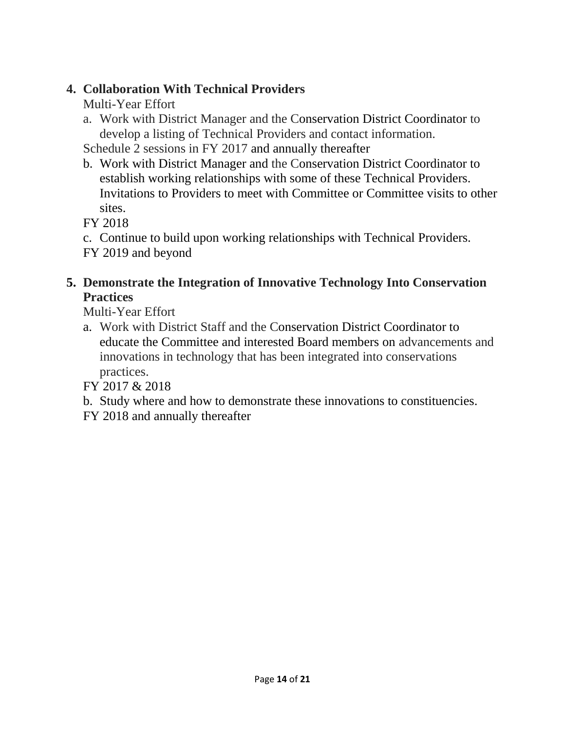4. **Collaboration With Technical Providers**

   Multi-Year Effort

   a. Work with District Manager and the Conservation District Coordinator to develop a listing of Technical Providers and contact information.

   Schedule 2 sessions in FY 2017 and annually thereafter

   b. Work with District Manager and the Conservation District Coordinator to establish working relationships with some of these Technical Providers. Invitations to Providers to meet with Committee or Committee visits to other sites.

   FY 2018

   c. Continue to build upon working relationships with Technical Providers.

   FY 2019 and beyond

5. **Demonstrate the Integration of Innovative Technology Into Conservation Practices**

   Multi-Year Effort

   a. Work with District Staff and the Conservation District Coordinator to educate the Committee and interested Board members on advancements and innovations in technology that has been integrated into conservations practices.

   FY 2017 & 2018

   b. Study where and how to demonstrate these innovations to constituencies.

   FY 2018 and annually thereafter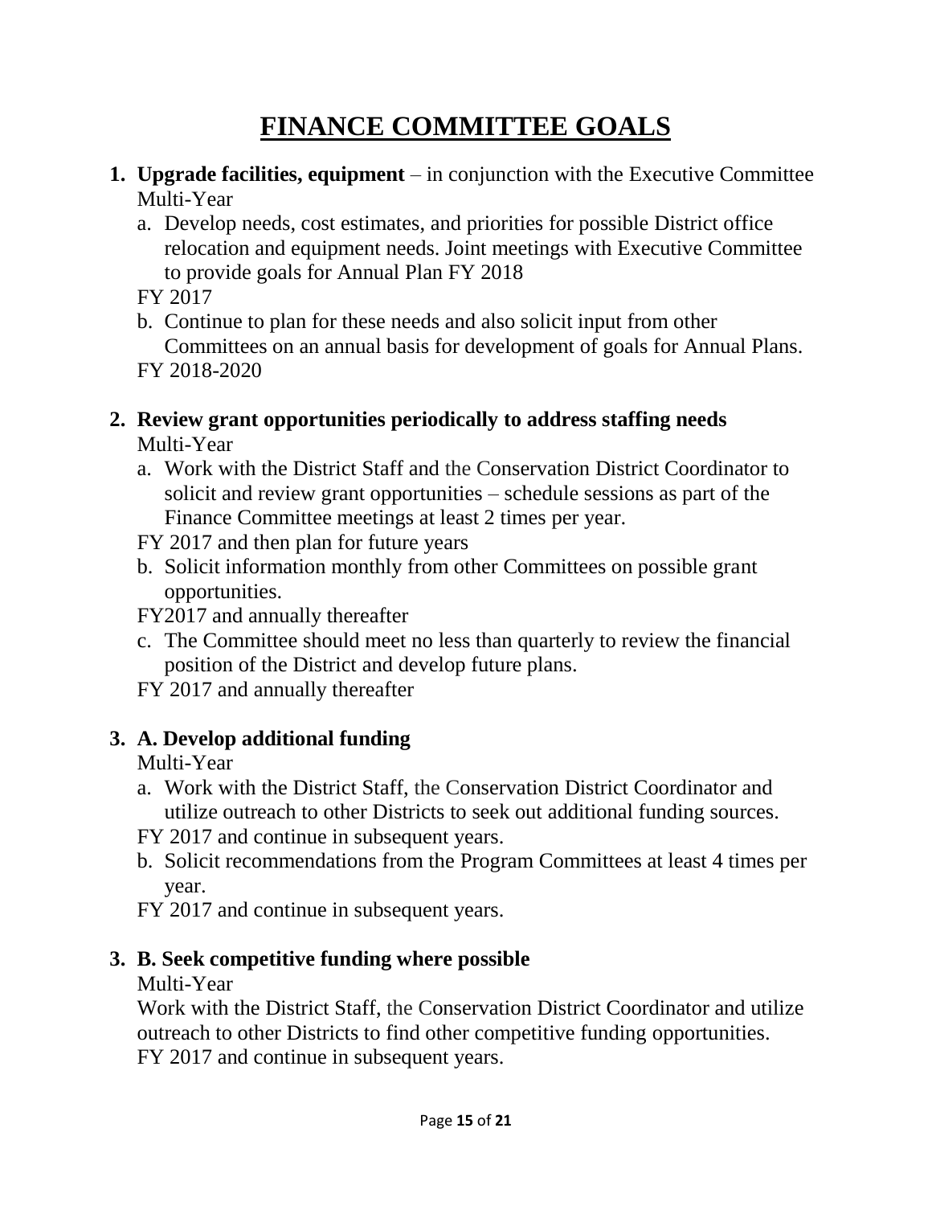# FINANCE COMMITTEE GOALS

1. **Upgrade facilities, equipment** – in conjunction with the Executive Committee
   Multi-Year
   a. Develop needs, cost estimates, and priorities for possible District office relocation and equipment needs. Joint meetings with Executive Committee to provide goals for Annual Plan FY 2018
   FY 2017
   b. Continue to plan for these needs and also solicit input from other Committees on an annual basis for development of goals for Annual Plans.
   FY 2018-2020

2. **Review grant opportunities periodically to address staffing needs**
   Multi-Year
   a. Work with the District Staff and the Conservation District Coordinator to solicit and review grant opportunities – schedule sessions as part of the Finance Committee meetings at least 2 times per year.
   FY 2017 and then plan for future years
   b. Solicit information monthly from other Committees on possible grant opportunities.
   FY2017 and annually thereafter
   c. The Committee should meet no less than quarterly to review the financial position of the District and develop future plans.
   FY 2017 and annually thereafter

3. **A. Develop additional funding**
   Multi-Year
   a. Work with the District Staff, the Conservation District Coordinator and utilize outreach to other Districts to seek out additional funding sources.
   FY 2017 and continue in subsequent years.
   b. Solicit recommendations from the Program Committees at least 4 times per year.
   FY 2017 and continue in subsequent years.

3. **B. Seek competitive funding where possible**
   Multi-Year
   Work with the District Staff, the Conservation District Coordinator and utilize outreach to other Districts to find other competitive funding opportunities.
   FY 2017 and continue in subsequent years.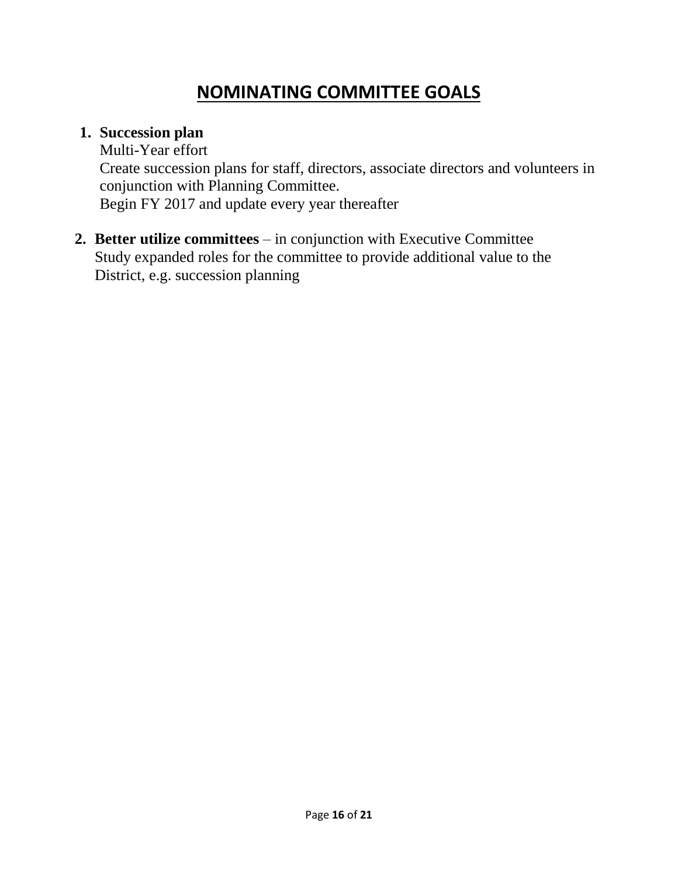# NOMINATING COMMITTEE GOALS

1. **Succession plan**
   Multi-Year effort
   Create succession plans for staff, directors, associate directors and volunteers in conjunction with Planning Committee.
   Begin FY 2017 and update every year thereafter

2. **Better utilize committees** – in conjunction with Executive Committee
   Study expanded roles for the committee to provide additional value to the District, e.g. succession planning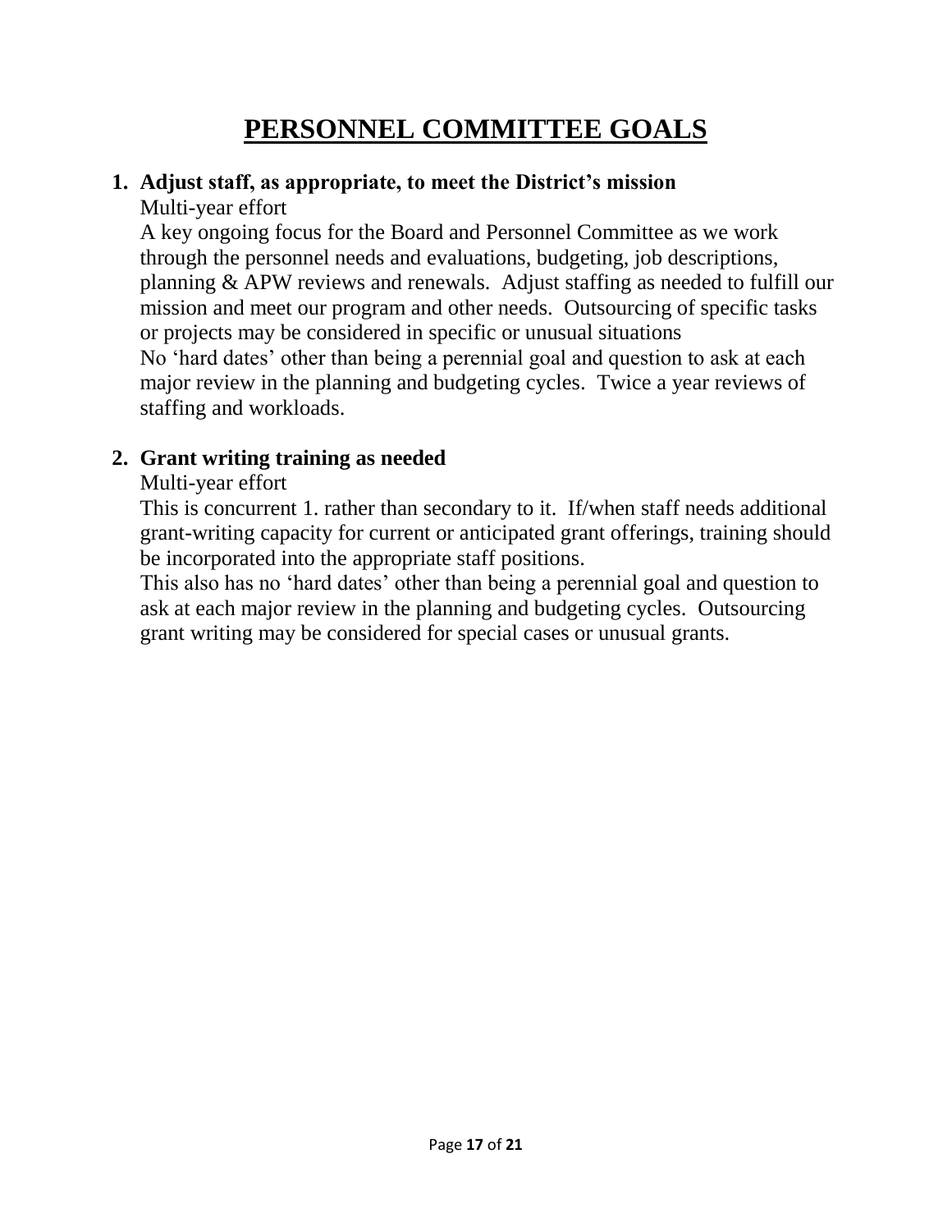# PERSONNEL COMMITTEE GOALS

1. **Adjust staff, as appropriate, to meet the District's mission**

   Multi-year effort

   A key ongoing focus for the Board and Personnel Committee as we work through the personnel needs and evaluations, budgeting, job descriptions, planning & APW reviews and renewals. Adjust staffing as needed to fulfill our mission and meet our program and other needs. Outsourcing of specific tasks or projects may be considered in specific or unusual situations

   No 'hard dates' other than being a perennial goal and question to ask at each major review in the planning and budgeting cycles. Twice a year reviews of staffing and workloads.

2. **Grant writing training as needed**

   Multi-year effort

   This is concurrent 1. rather than secondary to it. If/when staff needs additional grant-writing capacity for current or anticipated grant offerings, training should be incorporated into the appropriate staff positions.

   This also has no 'hard dates' other than being a perennial goal and question to ask at each major review in the planning and budgeting cycles. Outsourcing grant writing may be considered for special cases or unusual grants.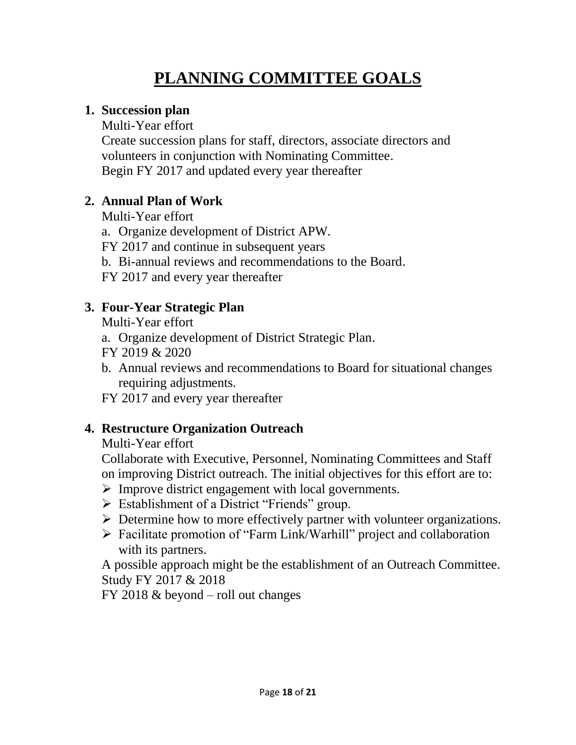# PLANNING COMMITTEE GOALS

1. **Succession plan**

   Multi-Year effort

   Create succession plans for staff, directors, associate directors and volunteers in conjunction with Nominating Committee.

   Begin FY 2017 and updated every year thereafter

2. **Annual Plan of Work**

   Multi-Year effort

   a. Organize development of District APW.

   FY 2017 and continue in subsequent years

   b. Bi-annual reviews and recommendations to the Board.

   FY 2017 and every year thereafter

3. **Four-Year Strategic Plan**

   Multi-Year effort

   a. Organize development of District Strategic Plan.

   FY 2019 & 2020

   b. Annual reviews and recommendations to Board for situational changes requiring adjustments.

   FY 2017 and every year thereafter

4. **Restructure Organization Outreach**

   Multi-Year effort

   Collaborate with Executive, Personnel, Nominating Committees and Staff on improving District outreach. The initial objectives for this effort are to:

   - Improve district engagement with local governments.
   - Establishment of a District "Friends" group.
   - Determine how to more effectively partner with volunteer organizations.
   - Facilitate promotion of "Farm Link/Warhill" project and collaboration with its partners.

   A possible approach might be the establishment of an Outreach Committee.

   Study FY 2017 & 2018

   FY 2018 & beyond – roll out changes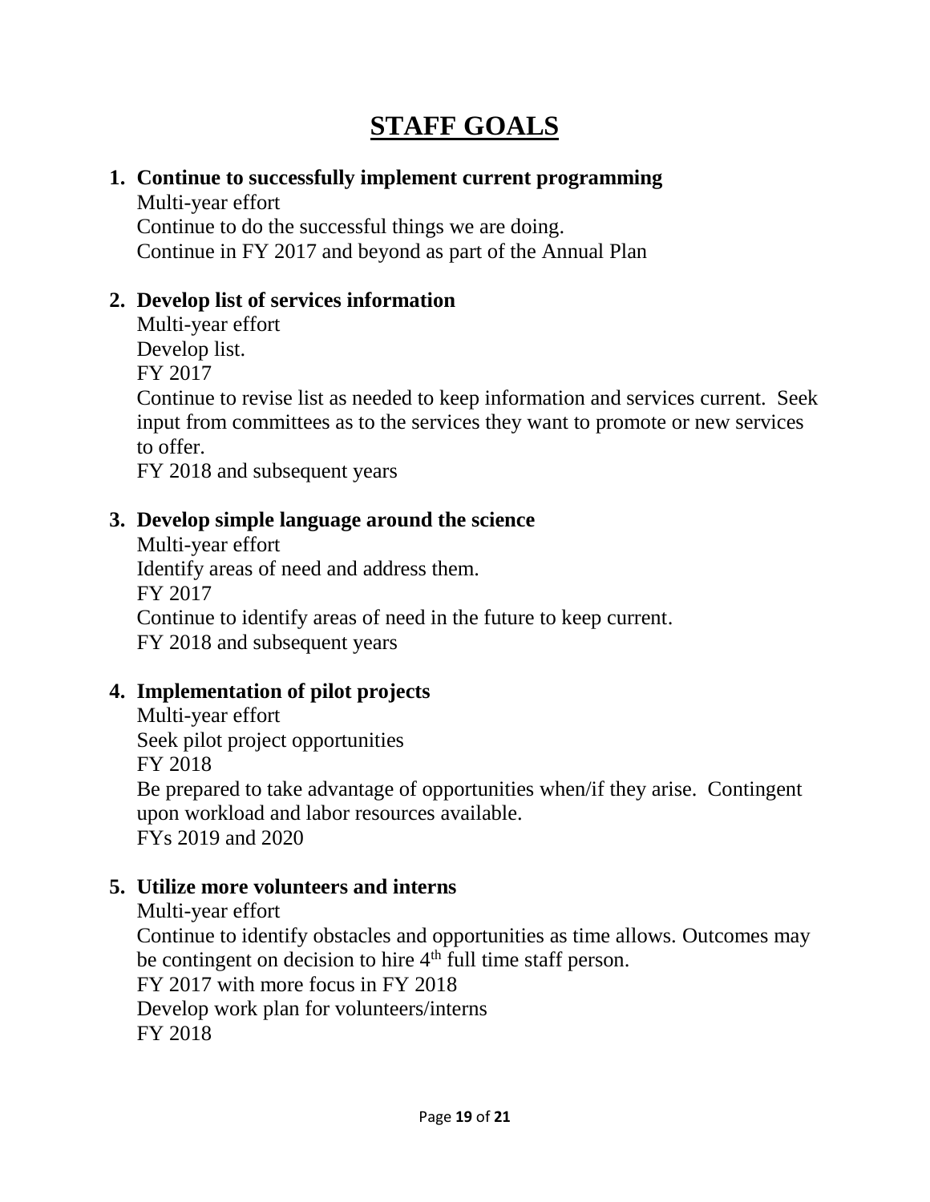# STAFF GOALS

1. **Continue to successfully implement current programming**
   Multi-year effort
   Continue to do the successful things we are doing.
   Continue in FY 2017 and beyond as part of the Annual Plan

2. **Develop list of services information**
   Multi-year effort
   Develop list.
   FY 2017
   Continue to revise list as needed to keep information and services current. Seek input from committees as to the services they want to promote or new services to offer.
   FY 2018 and subsequent years

3. **Develop simple language around the science**
   Multi-year effort
   Identify areas of need and address them.
   FY 2017
   Continue to identify areas of need in the future to keep current.
   FY 2018 and subsequent years

4. **Implementation of pilot projects**
   Multi-year effort
   Seek pilot project opportunities
   FY 2018
   Be prepared to take advantage of opportunities when/if they arise. Contingent upon workload and labor resources available.
   FYs 2019 and 2020

5. **Utilize more volunteers and interns**
   Multi-year effort
   Continue to identify obstacles and opportunities as time allows. Outcomes may be contingent on decision to hire 4th full time staff person.
   FY 2017 with more focus in FY 2018
   Develop work plan for volunteers/interns
   FY 2018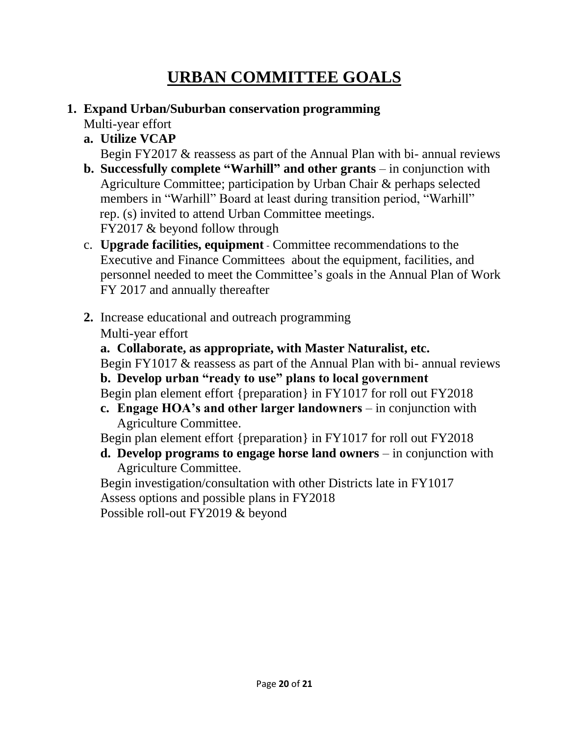# URBAN COMMITTEE GOALS

1. **Expand Urban/Suburban conservation programming**
   Multi-year effort
   - **a. Utilize VCAP**
     Begin FY2017 & reassess as part of the Annual Plan with bi- annual reviews
   - **b. Successfully complete "Warhill" and other grants** – in conjunction with Agriculture Committee; participation by Urban Chair & perhaps selected members in "Warhill" Board at least during transition period, "Warhill" rep. (s) invited to attend Urban Committee meetings.
     FY2017 & beyond follow through
   - c. **Upgrade facilities, equipment** - Committee recommendations to the Executive and Finance Committees about the equipment, facilities, and personnel needed to meet the Committee's goals in the Annual Plan of Work FY 2017 and annually thereafter

2. Increase educational and outreach programming
   Multi-year effort
   - **a. Collaborate, as appropriate, with Master Naturalist, etc.**
     Begin FY1017 & reassess as part of the Annual Plan with bi- annual reviews
   - **b. Develop urban "ready to use" plans to local government**
     Begin plan element effort {preparation} in FY1017 for roll out FY2018
   - **c. Engage HOA's and other larger landowners** – in conjunction with Agriculture Committee.
     Begin plan element effort {preparation} in FY1017 for roll out FY2018
   - **d. Develop programs to engage horse land owners** – in conjunction with Agriculture Committee.
     Begin investigation/consultation with other Districts late in FY1017
     Assess options and possible plans in FY2018
     Possible roll-out FY2019 & beyond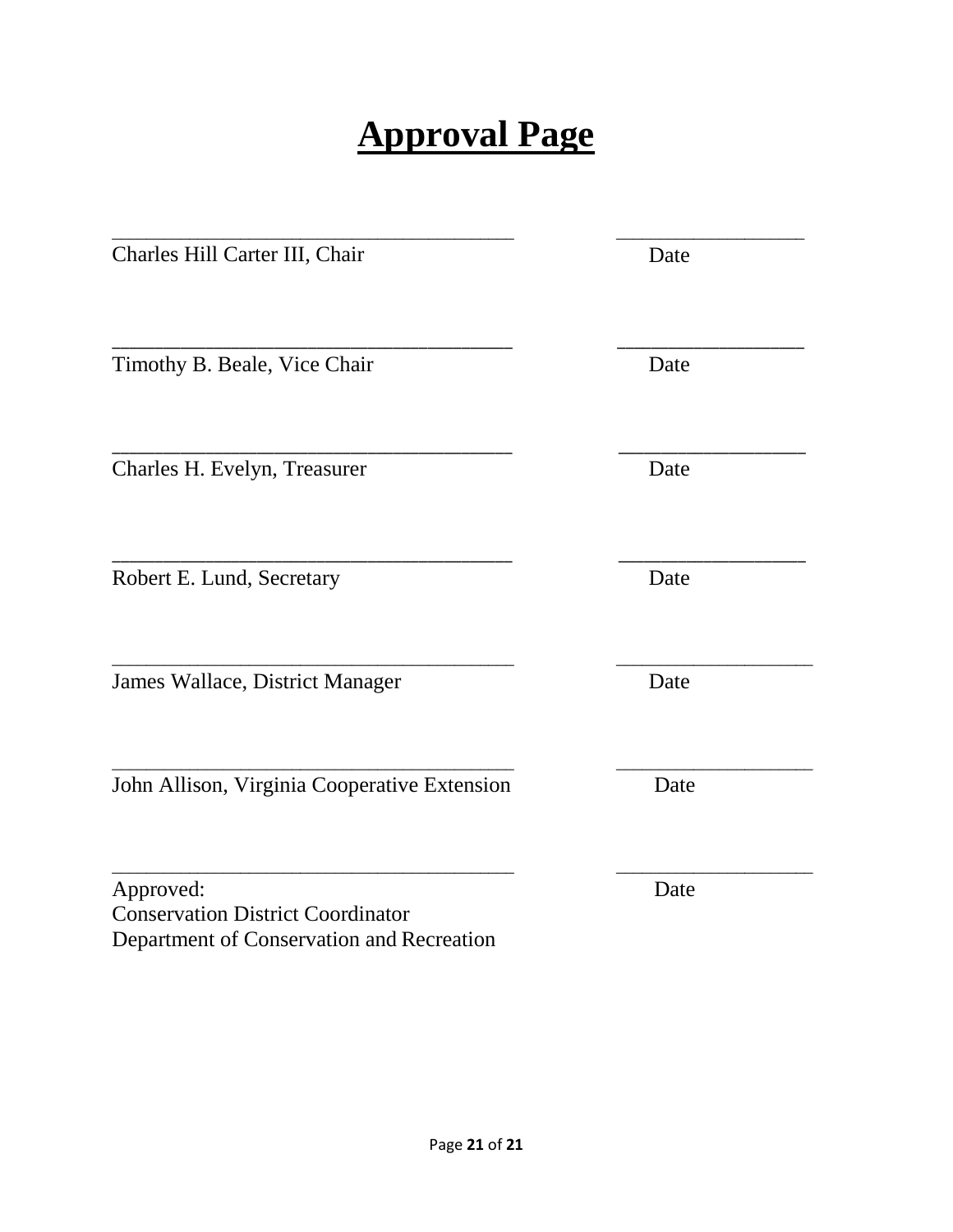# Approval Page

_______________________________________ __________________

Charles Hill Carter III, Chair Date

_______________________________________ __________________

Timothy B. Beale, Vice Chair Date

_______________________________________ __________________

Charles H. Evelyn, Treasurer Date

_______________________________________ __________________

Robert E. Lund, Secretary Date

_______________________________________ __________________

James Wallace, District Manager Date

_______________________________________ __________________

John Allison, Virginia Cooperative Extension Date

_______________________________________ __________________

Approved: Date
Conservation District Coordinator
Department of Conservation and Recreation